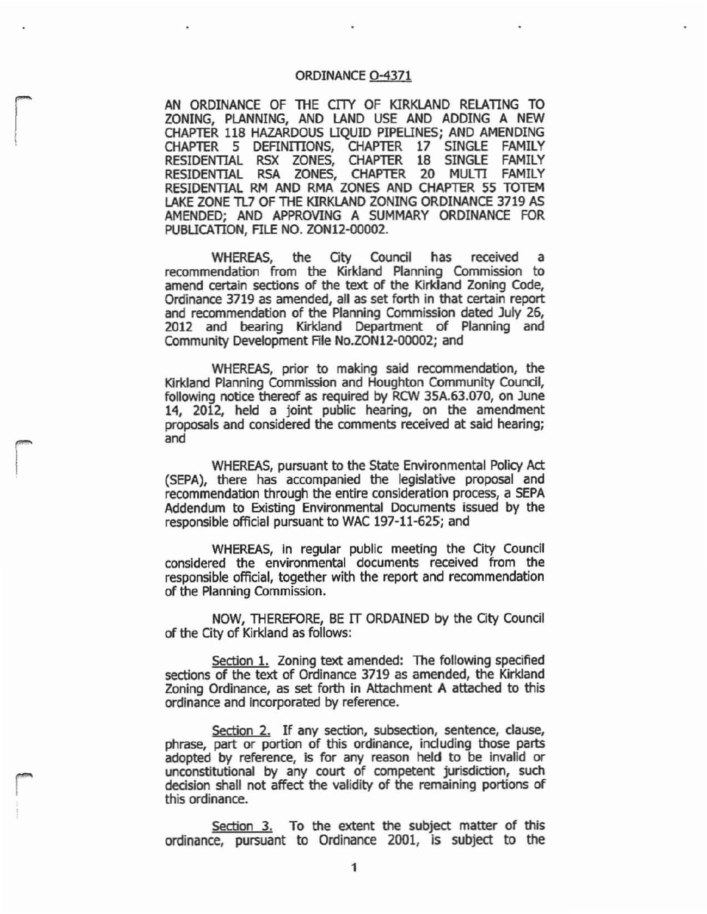# ORDINANCE O-4371

AN ORDINANCE OF THE CITY OF KIRKLAND RELATING TO ZONING, PLANNING, AND LAND USE AND ADDING A NEW CHAPTER 118 HAZARDOUS LIQUID PIPELINES; AND AMENDING CHAPTER 5 DEFINITIONS, CHAPTER 17 SINGLE FAMILY RESIDENTIAL RSX ZONES, CHAPTER 18 SINGLE FAMILY RESIDENTIAL RSA ZONES, CHAPTER 20 MULTI FAMILY RESIDENTIAL RM AND RMA ZONES AND CHAPTER 55 TOTEM LAKE ZONE TL7 OF THE KIRKLAND ZONING ORDINANCE 3719 AS AMENDED; AND APPROVING A SUMMARY ORDINANCE FOR PUBLICATION, FILE NO. ZON12-00002.

WHEREAS, the City Council has received a recommendation from the Kirkland Planning Commission to amend certain sections of the text of the Kirkland Zoning Code, Ordinance 3719 as amended, all as set forth in that certain report and recommendation of the Planning Commission dated July 26, 2012 and bearing Kirkland Department of Planning and Community Development File No.ZON12-00002; and

WHEREAS, prior to making said recommendation, the Kirkland Planning Commission and Houghton Community Council, following notice thereof as required by RCW 35A.63.070, on June 14, 2012, held a joint public hearing, on the amendment proposals and considered the comments received at said hearing; and

WHEREAS, pursuant to the State Environmental Policy Act (SEPA), there has accompanied the legislative proposal and recommendation through the entire consideration process, a SEPA Addendum to Existing Environmental Documents issued by the responsible official pursuant to WAC 197-11-625; and

WHEREAS, in regular public meeting the City Council considered the environmental documents received from the responsible official, together with the report and recommendation of the Planning Commission.

NOW, THEREFORE, BE IT ORDAINED by the City Council of the City of Kirkland as follows:

Section 1. Zoning text amended: The following specified sections of the text of Ordinance 3719 as amended, the Kirkland Zoning Ordinance, as set forth in Attachment A attached to this ordinance and incorporated by reference.

Section 2. If any section, subsection, sentence, clause, phrase, part or portion of this ordinance, including those parts adopted by reference, is for any reason held to be invalid or unconstitutional by any court of competent jurisdiction, such decision shall not affect the validity of the remaining portions of this ordinance.

Section 3. To the extent the subject matter of this ordinance, pursuant to Ordinance 2001, is subject to the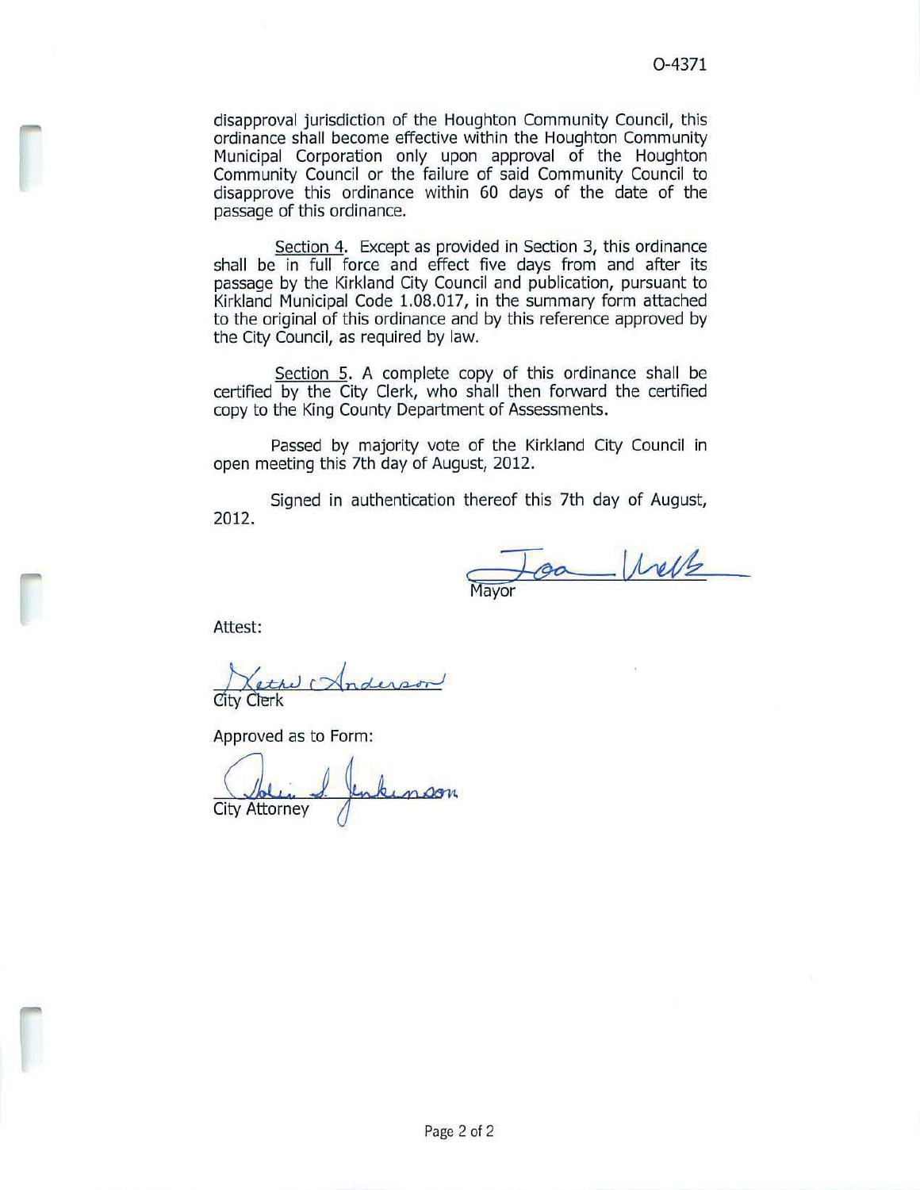disapproval jurisdiction of the Houghton Community Council, this ordinance shall become effective within the Houghton Community Municipal Corporation only upon approval of the Houghton Community Council or the failure of said Community Council to disapprove this ordinance within 60 days of the date of the passage of this ordinance.

Section 4. Except as provided in Section 3, this ordinance shall be in full force and effect five days from and after its passage by the Kirkland City Council and publication, pursuant to Kirkland Municipal Code 1.08.017, in the summary form attached to the original of this ordinance and by this reference approved by the City Council, as required by law.

Section 5. A complete copy of this ordinance shall be certified by the City Clerk, who shall then forward the certified copy to the King County Department of Assessments.

Passed by majority vote of the Kirkland City Council in open meeting this 7th day of August, 2012.

Signed in authentication thereof this 7th day of August, 2012.

Joan McBride
Mayor

Attest:

Kathi Anderson
City Clerk

Approved as to Form:

Robin S. Jenkinson
City Attorney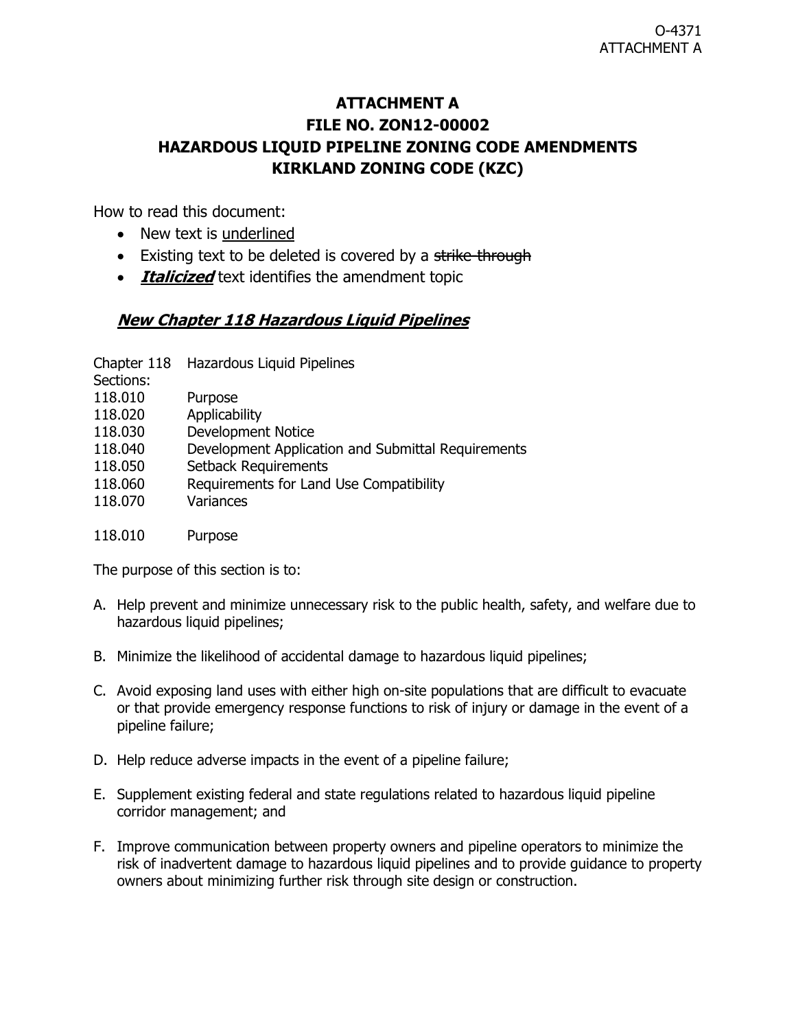# ATTACHMENT A
# FILE NO. ZON12-00002
# HAZARDOUS LIQUID PIPELINE ZONING CODE AMENDMENTS
# KIRKLAND ZONING CODE (KZC)

How to read this document:

- New text is <u>underlined</u>
- Existing text to be deleted is covered by a ~~strike-through~~
- ***Italicized*** text identifies the amendment topic

## ***<u>New Chapter 118 Hazardous Liquid Pipelines</u>***

Chapter 118 Hazardous Liquid Pipelines
Sections:
118.010 Purpose
118.020 Applicability
118.030 Development Notice
118.040 Development Application and Submittal Requirements
118.050 Setback Requirements
118.060 Requirements for Land Use Compatibility
118.070 Variances

118.010 Purpose

The purpose of this section is to:

A. Help prevent and minimize unnecessary risk to the public health, safety, and welfare due to hazardous liquid pipelines;

B. Minimize the likelihood of accidental damage to hazardous liquid pipelines;

C. Avoid exposing land uses with either high on-site populations that are difficult to evacuate or that provide emergency response functions to risk of injury or damage in the event of a pipeline failure;

D. Help reduce adverse impacts in the event of a pipeline failure;

E. Supplement existing federal and state regulations related to hazardous liquid pipeline corridor management; and

F. Improve communication between property owners and pipeline operators to minimize the risk of inadvertent damage to hazardous liquid pipelines and to provide guidance to property owners about minimizing further risk through site design or construction.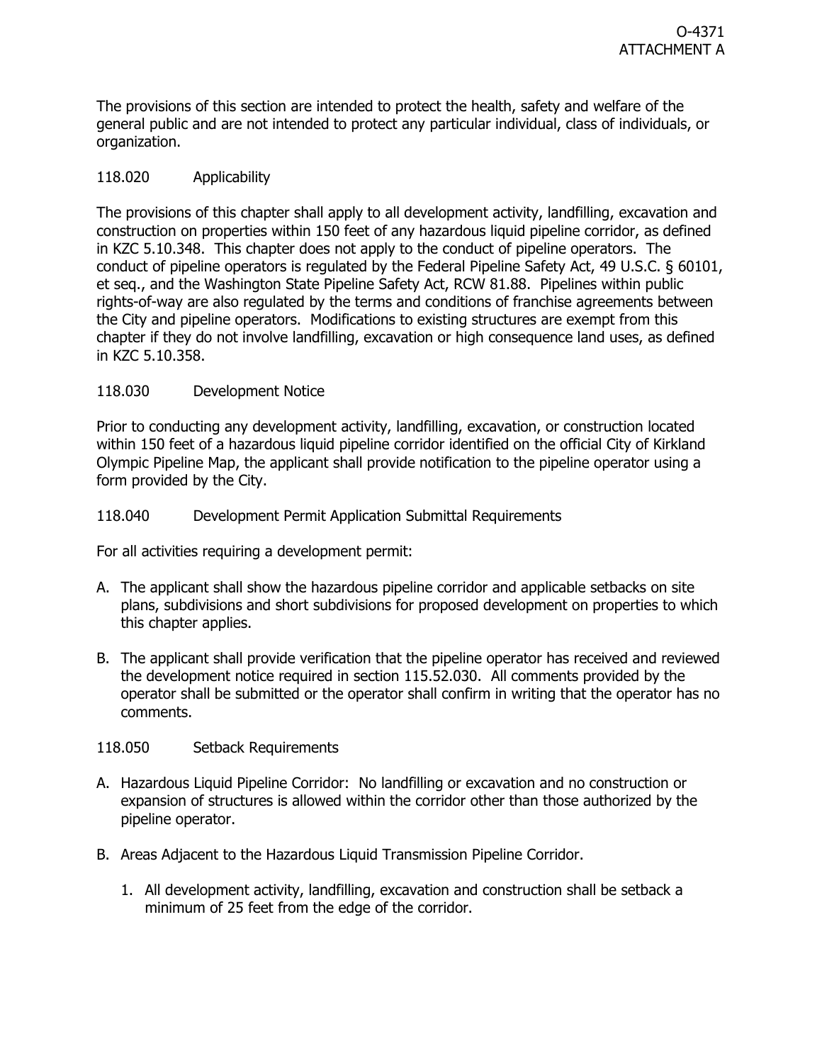The provisions of this section are intended to protect the health, safety and welfare of the general public and are not intended to protect any particular individual, class of individuals, or organization.

118.020 Applicability

The provisions of this chapter shall apply to all development activity, landfilling, excavation and construction on properties within 150 feet of any hazardous liquid pipeline corridor, as defined in KZC 5.10.348. This chapter does not apply to the conduct of pipeline operators. The conduct of pipeline operators is regulated by the Federal Pipeline Safety Act, 49 U.S.C. § 60101, et seq., and the Washington State Pipeline Safety Act, RCW 81.88. Pipelines within public rights-of-way are also regulated by the terms and conditions of franchise agreements between the City and pipeline operators. Modifications to existing structures are exempt from this chapter if they do not involve landfilling, excavation or high consequence land uses, as defined in KZC 5.10.358.

118.030 Development Notice

Prior to conducting any development activity, landfilling, excavation, or construction located within 150 feet of a hazardous liquid pipeline corridor identified on the official City of Kirkland Olympic Pipeline Map, the applicant shall provide notification to the pipeline operator using a form provided by the City.

118.040 Development Permit Application Submittal Requirements

For all activities requiring a development permit:

A. The applicant shall show the hazardous pipeline corridor and applicable setbacks on site plans, subdivisions and short subdivisions for proposed development on properties to which this chapter applies.

B. The applicant shall provide verification that the pipeline operator has received and reviewed the development notice required in section 115.52.030. All comments provided by the operator shall be submitted or the operator shall confirm in writing that the operator has no comments.

118.050 Setback Requirements

A. Hazardous Liquid Pipeline Corridor: No landfilling or excavation and no construction or expansion of structures is allowed within the corridor other than those authorized by the pipeline operator.

B. Areas Adjacent to the Hazardous Liquid Transmission Pipeline Corridor.

   1. All development activity, landfilling, excavation and construction shall be setback a minimum of 25 feet from the edge of the corridor.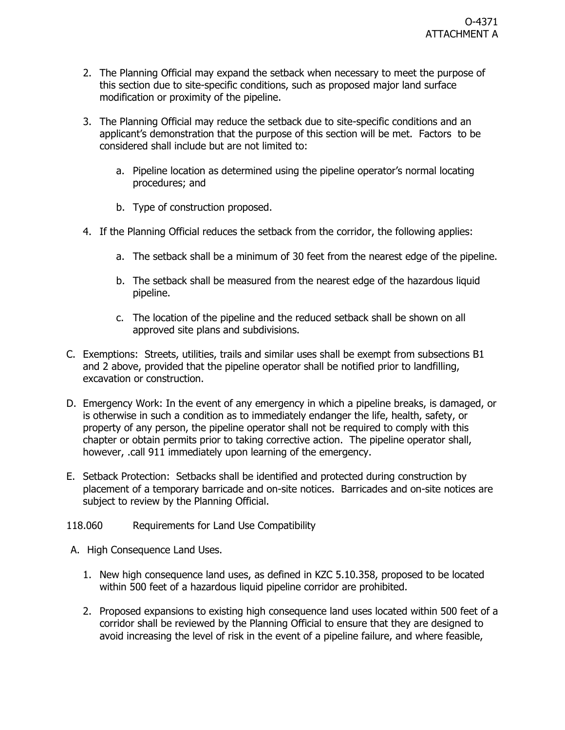2. The Planning Official may expand the setback when necessary to meet the purpose of this section due to site-specific conditions, such as proposed major land surface modification or proximity of the pipeline.

3. The Planning Official may reduce the setback due to site-specific conditions and an applicant's demonstration that the purpose of this section will be met. Factors to be considered shall include but are not limited to:

   a. Pipeline location as determined using the pipeline operator's normal locating procedures; and

   b. Type of construction proposed.

4. If the Planning Official reduces the setback from the corridor, the following applies:

   a. The setback shall be a minimum of 30 feet from the nearest edge of the pipeline.

   b. The setback shall be measured from the nearest edge of the hazardous liquid pipeline.

   c. The location of the pipeline and the reduced setback shall be shown on all approved site plans and subdivisions.

C. Exemptions: Streets, utilities, trails and similar uses shall be exempt from subsections B1 and 2 above, provided that the pipeline operator shall be notified prior to landfilling, excavation or construction.

D. Emergency Work: In the event of any emergency in which a pipeline breaks, is damaged, or is otherwise in such a condition as to immediately endanger the life, health, safety, or property of any person, the pipeline operator shall not be required to comply with this chapter or obtain permits prior to taking corrective action. The pipeline operator shall, however, .call 911 immediately upon learning of the emergency.

E. Setback Protection: Setbacks shall be identified and protected during construction by placement of a temporary barricade and on-site notices. Barricades and on-site notices are subject to review by the Planning Official.

118.060 Requirements for Land Use Compatibility

A. High Consequence Land Uses.

1. New high consequence land uses, as defined in KZC 5.10.358, proposed to be located within 500 feet of a hazardous liquid pipeline corridor are prohibited.

2. Proposed expansions to existing high consequence land uses located within 500 feet of a corridor shall be reviewed by the Planning Official to ensure that they are designed to avoid increasing the level of risk in the event of a pipeline failure, and where feasible,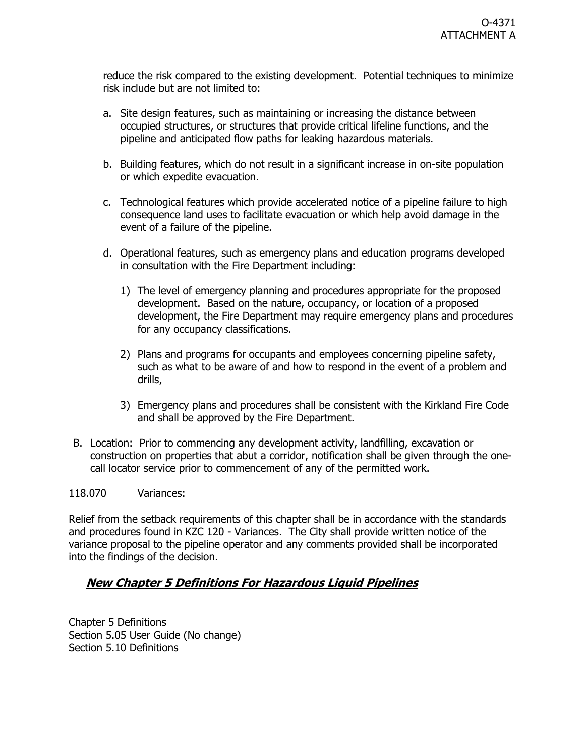reduce the risk compared to the existing development. Potential techniques to minimize risk include but are not limited to:

a. Site design features, such as maintaining or increasing the distance between occupied structures, or structures that provide critical lifeline functions, and the pipeline and anticipated flow paths for leaking hazardous materials.

b. Building features, which do not result in a significant increase in on-site population or which expedite evacuation.

c. Technological features which provide accelerated notice of a pipeline failure to high consequence land uses to facilitate evacuation or which help avoid damage in the event of a failure of the pipeline.

d. Operational features, such as emergency plans and education programs developed in consultation with the Fire Department including:

   1) The level of emergency planning and procedures appropriate for the proposed development. Based on the nature, occupancy, or location of a proposed development, the Fire Department may require emergency plans and procedures for any occupancy classifications.

   2) Plans and programs for occupants and employees concerning pipeline safety, such as what to be aware of and how to respond in the event of a problem and drills,

   3) Emergency plans and procedures shall be consistent with the Kirkland Fire Code and shall be approved by the Fire Department.

B. Location: Prior to commencing any development activity, landfilling, excavation or construction on properties that abut a corridor, notification shall be given through the one-call locator service prior to commencement of any of the permitted work.

118.070 Variances:

Relief from the setback requirements of this chapter shall be in accordance with the standards and procedures found in KZC 120 - Variances. The City shall provide written notice of the variance proposal to the pipeline operator and any comments provided shall be incorporated into the findings of the decision.

## ***New Chapter 5 Definitions For Hazardous Liquid Pipelines***

Chapter 5 Definitions
Section 5.05 User Guide (No change)
Section 5.10 Definitions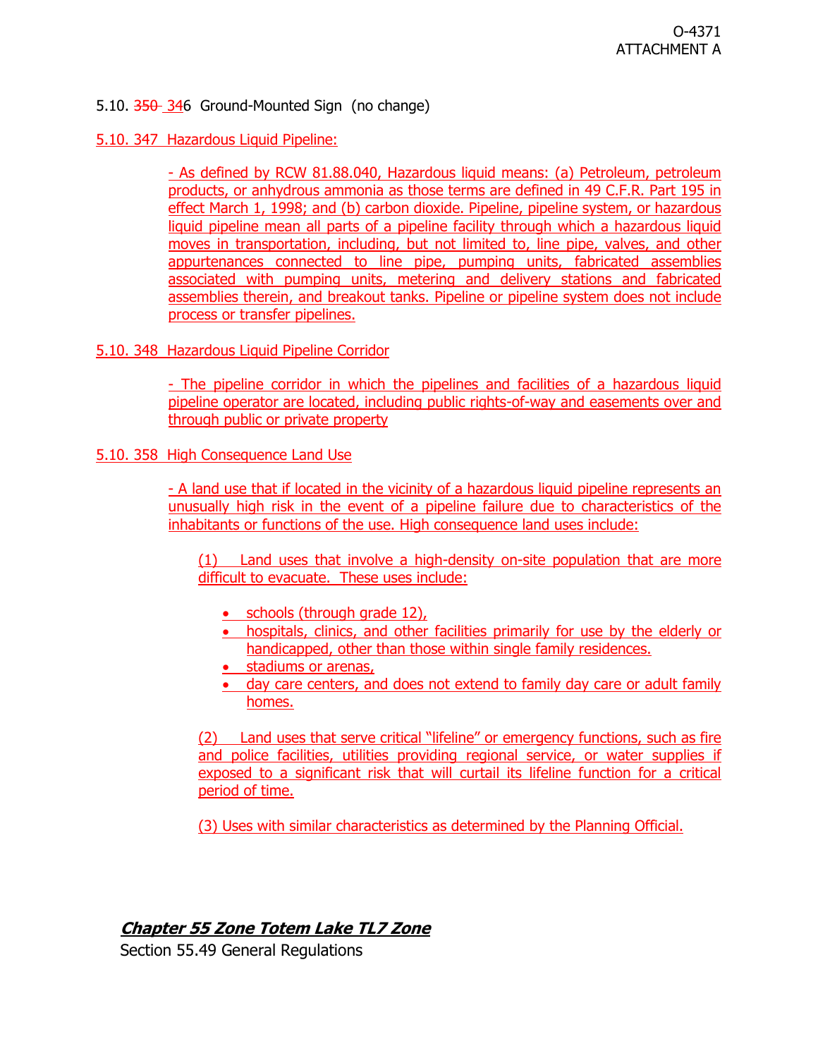5.10. ~~350~~ 346 Ground-Mounted Sign (no change)

5.10. 347 Hazardous Liquid Pipeline:

- As defined by RCW 81.88.040, Hazardous liquid means: (a) Petroleum, petroleum products, or anhydrous ammonia as those terms are defined in 49 C.F.R. Part 195 in effect March 1, 1998; and (b) carbon dioxide. Pipeline, pipeline system, or hazardous liquid pipeline mean all parts of a pipeline facility through which a hazardous liquid moves in transportation, including, but not limited to, line pipe, valves, and other appurtenances connected to line pipe, pumping units, fabricated assemblies associated with pumping units, metering and delivery stations and fabricated assemblies therein, and breakout tanks. Pipeline or pipeline system does not include process or transfer pipelines.

5.10. 348 Hazardous Liquid Pipeline Corridor

- The pipeline corridor in which the pipelines and facilities of a hazardous liquid pipeline operator are located, including public rights-of-way and easements over and through public or private property

5.10. 358 High Consequence Land Use

- A land use that if located in the vicinity of a hazardous liquid pipeline represents an unusually high risk in the event of a pipeline failure due to characteristics of the inhabitants or functions of the use. High consequence land uses include:

(1) Land uses that involve a high-density on-site population that are more difficult to evacuate. These uses include:

- schools (through grade 12),
- hospitals, clinics, and other facilities primarily for use by the elderly or handicapped, other than those within single family residences.
- stadiums or arenas,
- day care centers, and does not extend to family day care or adult family homes.

(2) Land uses that serve critical "lifeline" or emergency functions, such as fire and police facilities, utilities providing regional service, or water supplies if exposed to a significant risk that will curtail its lifeline function for a critical period of time.

(3) Uses with similar characteristics as determined by the Planning Official.

## ***Chapter 55 Zone Totem Lake TL7 Zone***

Section 55.49 General Regulations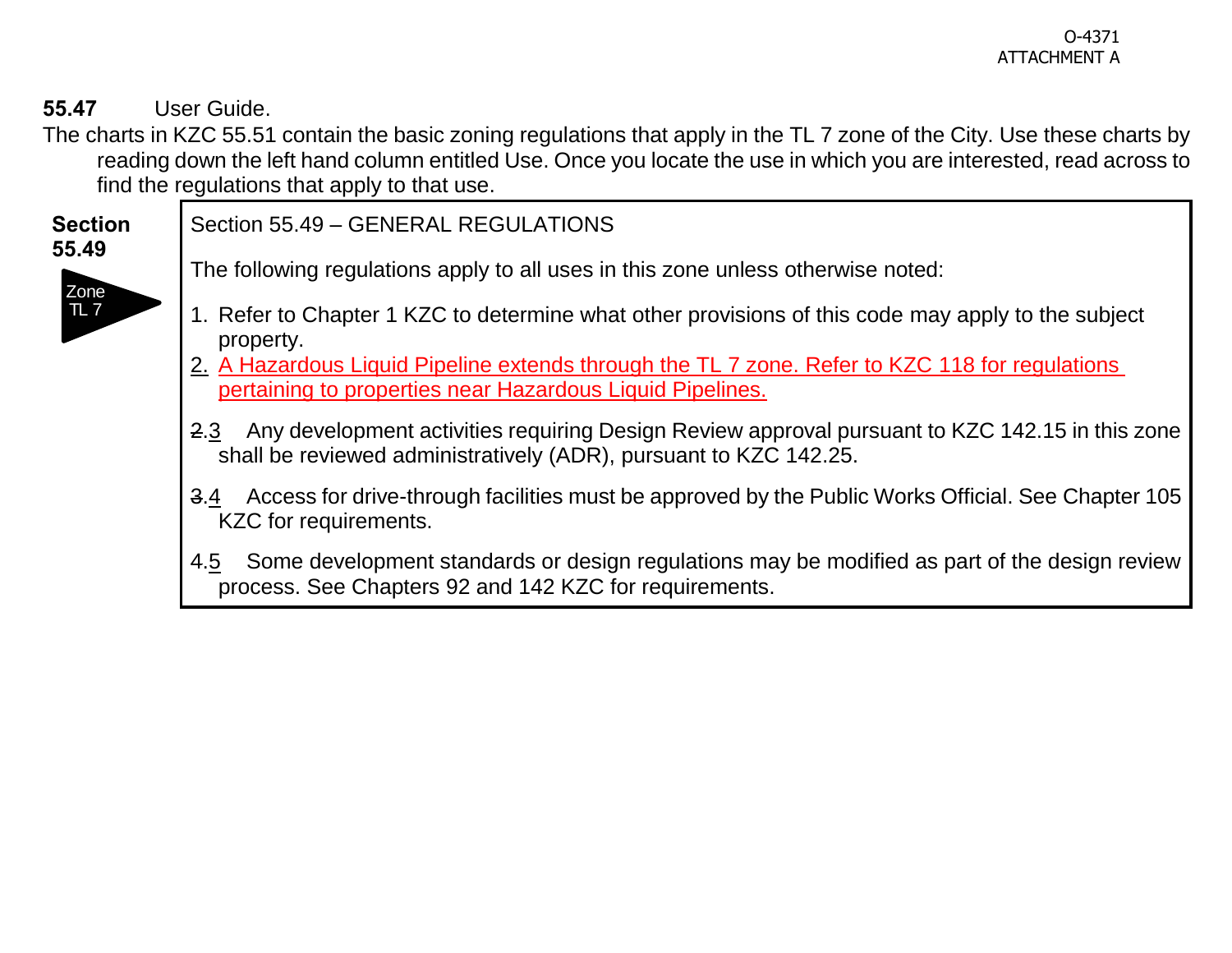**55.47** User Guide.

The charts in KZC 55.51 contain the basic zoning regulations that apply in the TL 7 zone of the City. Use these charts by reading down the left hand column entitled Use. Once you locate the use in which you are interested, read across to find the regulations that apply to that use.

**Section 55.49**

Zone TL 7

Section 55.49 – GENERAL REGULATIONS

The following regulations apply to all uses in this zone unless otherwise noted:

1. Refer to Chapter 1 KZC to determine what other provisions of this code may apply to the subject property.
2. A Hazardous Liquid Pipeline extends through the TL 7 zone. Refer to KZC 118 for regulations pertaining to properties near Hazardous Liquid Pipelines.

~~2.~~3 Any development activities requiring Design Review approval pursuant to KZC 142.15 in this zone shall be reviewed administratively (ADR), pursuant to KZC 142.25.

~~3.~~4 Access for drive-through facilities must be approved by the Public Works Official. See Chapter 105 KZC for requirements.

4.5 Some development standards or design regulations may be modified as part of the design review process. See Chapters 92 and 142 KZC for requirements.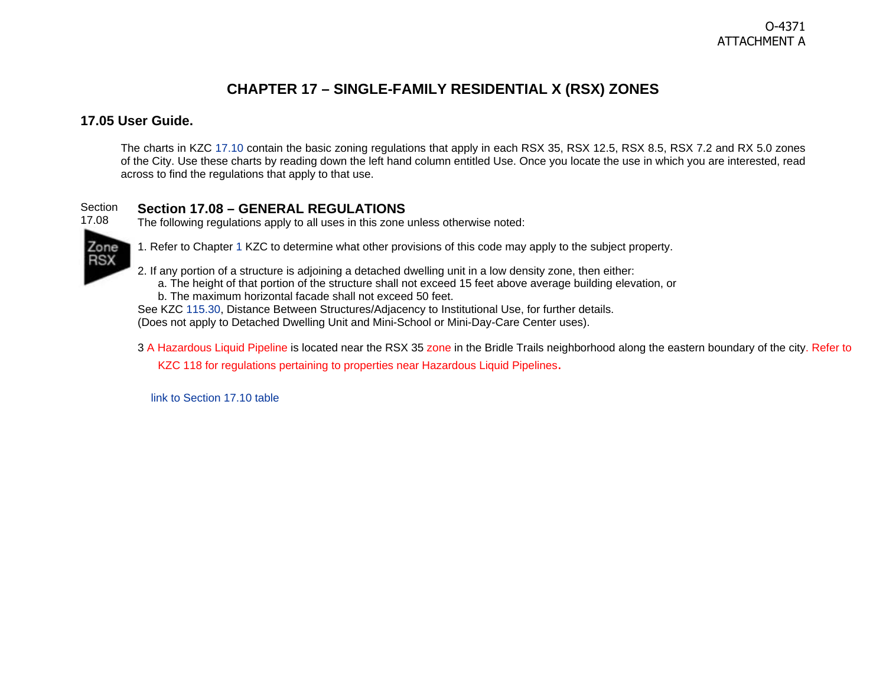O-4371
ATTACHMENT A

# CHAPTER 17 – SINGLE-FAMILY RESIDENTIAL X (RSX) ZONES

## 17.05 User Guide.

The charts in KZC 17.10 contain the basic zoning regulations that apply in each RSX 35, RSX 12.5, RSX 8.5, RSX 7.2 and RX 5.0 zones of the City. Use these charts by reading down the left hand column entitled Use. Once you locate the use in which you are interested, read across to find the regulations that apply to that use.

Section 17.08

## Section 17.08 – GENERAL REGULATIONS

The following regulations apply to all uses in this zone unless otherwise noted:

Zone RSX

1. Refer to Chapter 1 KZC to determine what other provisions of this code may apply to the subject property.

2. If any portion of a structure is adjoining a detached dwelling unit in a low density zone, then either:
   a. The height of that portion of the structure shall not exceed 15 feet above average building elevation, or
   b. The maximum horizontal facade shall not exceed 50 feet.

See KZC 115.30, Distance Between Structures/Adjacency to Institutional Use, for further details.
(Does not apply to Detached Dwelling Unit and Mini-School or Mini-Day-Care Center uses).

3 A Hazardous Liquid Pipeline is located near the RSX 35 zone in the Bridle Trails neighborhood along the eastern boundary of the city. Refer to KZC 118 for regulations pertaining to properties near Hazardous Liquid Pipelines.

link to Section 17.10 table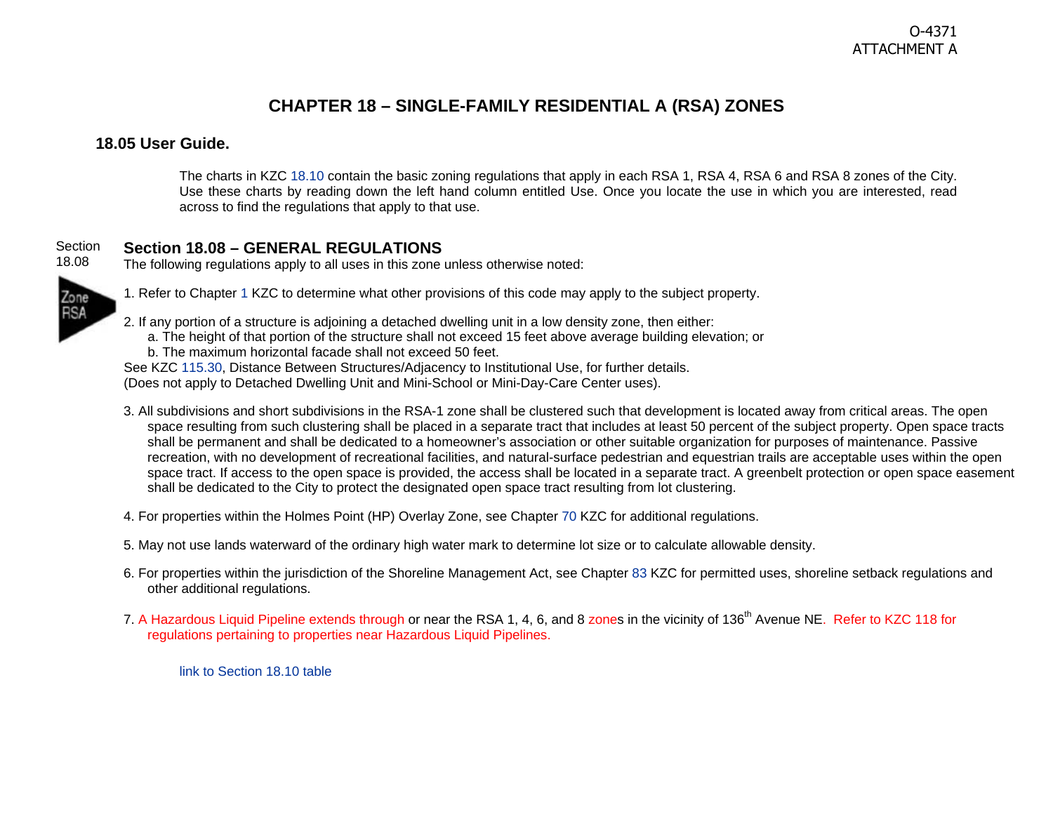O-4371
ATTACHMENT A

# CHAPTER 18 – SINGLE-FAMILY RESIDENTIAL A (RSA) ZONES

## 18.05 User Guide.

The charts in KZC 18.10 contain the basic zoning regulations that apply in each RSA 1, RSA 4, RSA 6 and RSA 8 zones of the City. Use these charts by reading down the left hand column entitled Use. Once you locate the use in which you are interested, read across to find the regulations that apply to that use.

Section 18.08

## Section 18.08 – GENERAL REGULATIONS

The following regulations apply to all uses in this zone unless otherwise noted:

Zone RSA

1. Refer to Chapter 1 KZC to determine what other provisions of this code may apply to the subject property.

2. If any portion of a structure is adjoining a detached dwelling unit in a low density zone, then either:
   a. The height of that portion of the structure shall not exceed 15 feet above average building elevation; or
   b. The maximum horizontal facade shall not exceed 50 feet.

   See KZC 115.30, Distance Between Structures/Adjacency to Institutional Use, for further details.
   (Does not apply to Detached Dwelling Unit and Mini-School or Mini-Day-Care Center uses).

3. All subdivisions and short subdivisions in the RSA-1 zone shall be clustered such that development is located away from critical areas. The open space resulting from such clustering shall be placed in a separate tract that includes at least 50 percent of the subject property. Open space tracts shall be permanent and shall be dedicated to a homeowner's association or other suitable organization for purposes of maintenance. Passive recreation, with no development of recreational facilities, and natural-surface pedestrian and equestrian trails are acceptable uses within the open space tract. If access to the open space is provided, the access shall be located in a separate tract. A greenbelt protection or open space easement shall be dedicated to the City to protect the designated open space tract resulting from lot clustering.

4. For properties within the Holmes Point (HP) Overlay Zone, see Chapter 70 KZC for additional regulations.

5. May not use lands waterward of the ordinary high water mark to determine lot size or to calculate allowable density.

6. For properties within the jurisdiction of the Shoreline Management Act, see Chapter 83 KZC for permitted uses, shoreline setback regulations and other additional regulations.

7. A Hazardous Liquid Pipeline extends through or near the RSA 1, 4, 6, and 8 zones in the vicinity of 136th Avenue NE. Refer to KZC 118 for regulations pertaining to properties near Hazardous Liquid Pipelines.

link to Section 18.10 table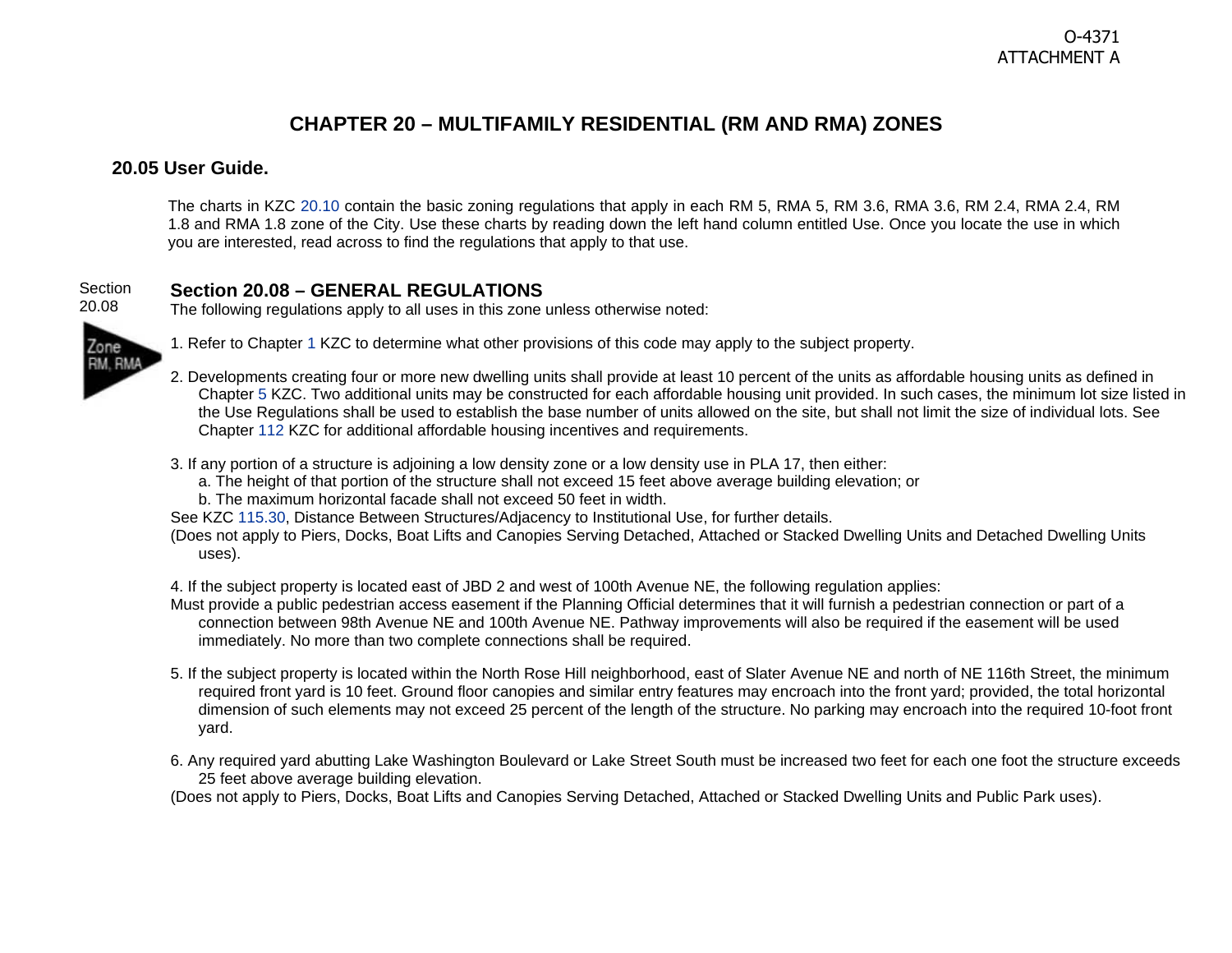O-4371
ATTACHMENT A

# CHAPTER 20 – MULTIFAMILY RESIDENTIAL (RM AND RMA) ZONES

## 20.05 User Guide.

The charts in KZC 20.10 contain the basic zoning regulations that apply in each RM 5, RMA 5, RM 3.6, RMA 3.6, RM 2.4, RMA 2.4, RM 1.8 and RMA 1.8 zone of the City. Use these charts by reading down the left hand column entitled Use. Once you locate the use in which you are interested, read across to find the regulations that apply to that use.

Section 20.08

## Section 20.08 – GENERAL REGULATIONS

Zone RM, RMA

The following regulations apply to all uses in this zone unless otherwise noted:

1. Refer to Chapter 1 KZC to determine what other provisions of this code may apply to the subject property.

2. Developments creating four or more new dwelling units shall provide at least 10 percent of the units as affordable housing units as defined in Chapter 5 KZC. Two additional units may be constructed for each affordable housing unit provided. In such cases, the minimum lot size listed in the Use Regulations shall be used to establish the base number of units allowed on the site, but shall not limit the size of individual lots. See Chapter 112 KZC for additional affordable housing incentives and requirements.

3. If any portion of a structure is adjoining a low density zone or a low density use in PLA 17, then either:
   a. The height of that portion of the structure shall not exceed 15 feet above average building elevation; or
   b. The maximum horizontal facade shall not exceed 50 feet in width.

   See KZC 115.30, Distance Between Structures/Adjacency to Institutional Use, for further details.
   (Does not apply to Piers, Docks, Boat Lifts and Canopies Serving Detached, Attached or Stacked Dwelling Units and Detached Dwelling Units uses).

4. If the subject property is located east of JBD 2 and west of 100th Avenue NE, the following regulation applies:
   Must provide a public pedestrian access easement if the Planning Official determines that it will furnish a pedestrian connection or part of a connection between 98th Avenue NE and 100th Avenue NE. Pathway improvements will also be required if the easement will be used immediately. No more than two complete connections shall be required.

5. If the subject property is located within the North Rose Hill neighborhood, east of Slater Avenue NE and north of NE 116th Street, the minimum required front yard is 10 feet. Ground floor canopies and similar entry features may encroach into the front yard; provided, the total horizontal dimension of such elements may not exceed 25 percent of the length of the structure. No parking may encroach into the required 10-foot front yard.

6. Any required yard abutting Lake Washington Boulevard or Lake Street South must be increased two feet for each one foot the structure exceeds 25 feet above average building elevation.
   (Does not apply to Piers, Docks, Boat Lifts and Canopies Serving Detached, Attached or Stacked Dwelling Units and Public Park uses).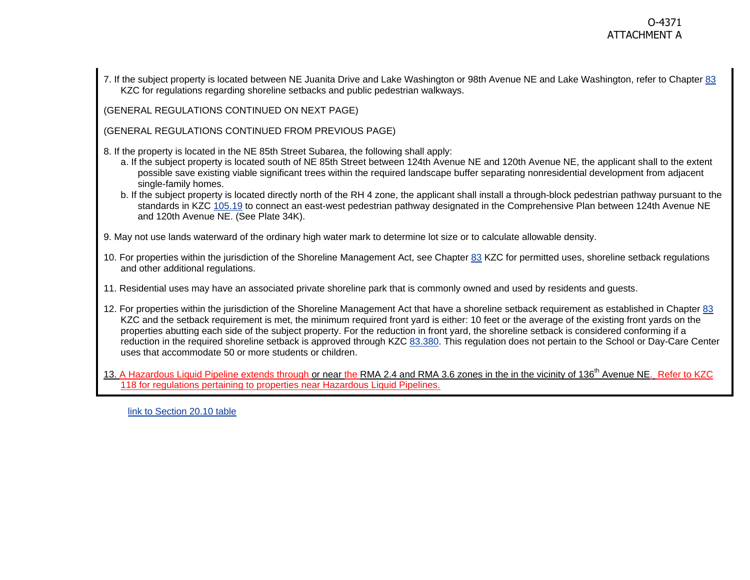O-4371
ATTACHMENT A

7. If the subject property is located between NE Juanita Drive and Lake Washington or 98th Avenue NE and Lake Washington, refer to Chapter 83 KZC for regulations regarding shoreline setbacks and public pedestrian walkways.

(GENERAL REGULATIONS CONTINUED ON NEXT PAGE)

(GENERAL REGULATIONS CONTINUED FROM PREVIOUS PAGE)

8. If the property is located in the NE 85th Street Subarea, the following shall apply:
   a. If the subject property is located south of NE 85th Street between 124th Avenue NE and 120th Avenue NE, the applicant shall to the extent possible save existing viable significant trees within the required landscape buffer separating nonresidential development from adjacent single-family homes.
   b. If the subject property is located directly north of the RH 4 zone, the applicant shall install a through-block pedestrian pathway pursuant to the standards in KZC 105.19 to connect an east-west pedestrian pathway designated in the Comprehensive Plan between 124th Avenue NE and 120th Avenue NE. (See Plate 34K).

9. May not use lands waterward of the ordinary high water mark to determine lot size or to calculate allowable density.

10. For properties within the jurisdiction of the Shoreline Management Act, see Chapter 83 KZC for permitted uses, shoreline setback regulations and other additional regulations.

11. Residential uses may have an associated private shoreline park that is commonly owned and used by residents and guests.

12. For properties within the jurisdiction of the Shoreline Management Act that have a shoreline setback requirement as established in Chapter 83 KZC and the setback requirement is met, the minimum required front yard is either: 10 feet or the average of the existing front yards on the properties abutting each side of the subject property. For the reduction in front yard, the shoreline setback is considered conforming if a reduction in the required shoreline setback is approved through KZC 83.380. This regulation does not pertain to the School or Day-Care Center uses that accommodate 50 or more students or children.

13. A Hazardous Liquid Pipeline extends through or near the RMA 2.4 and RMA 3.6 zones in the in the vicinity of 136th Avenue NE. Refer to KZC 118 for regulations pertaining to properties near Hazardous Liquid Pipelines.

link to Section 20.10 table